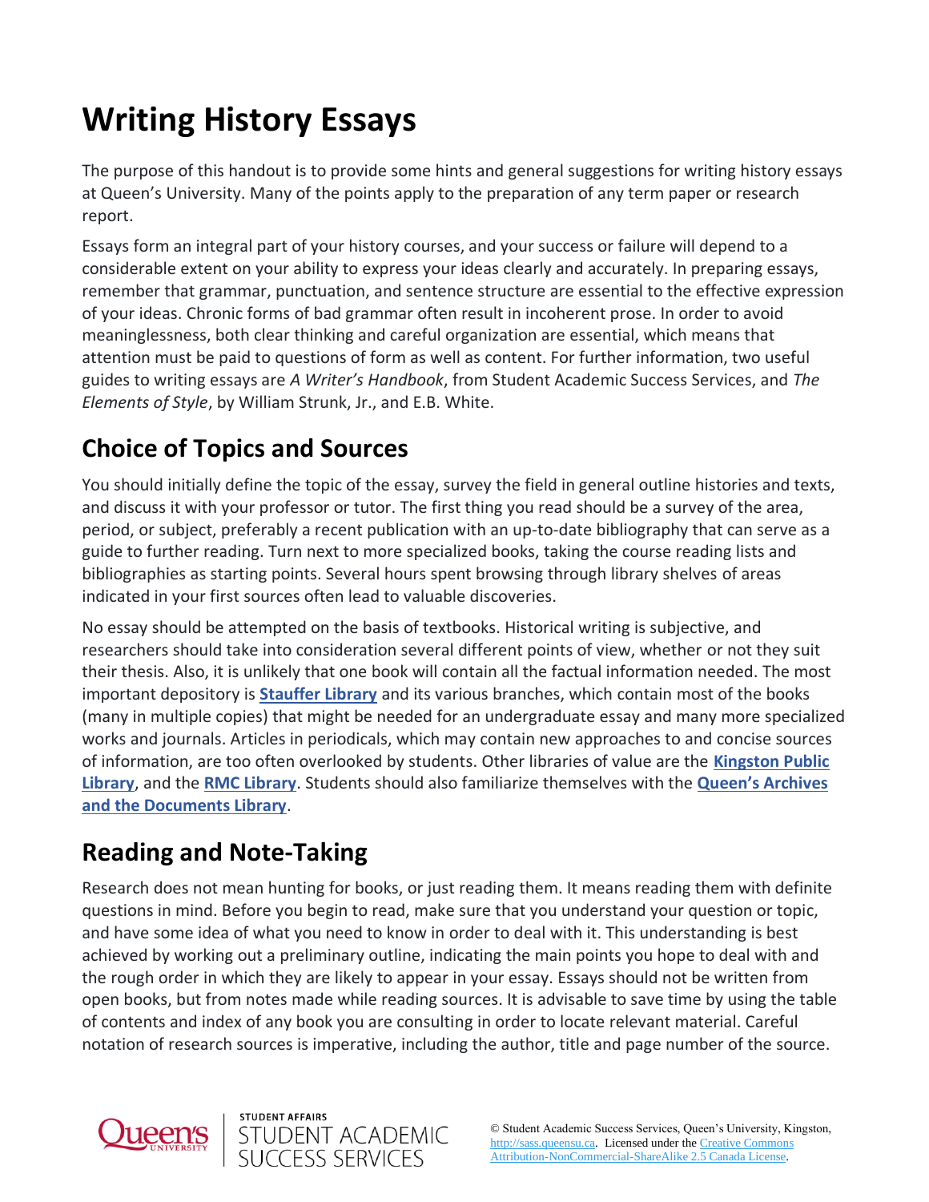# Writing History Essays

The purpose of this handout is to provide some hints and general suggestions for writing history essays at Queen's University. Many of the points apply to the preparation of any term paper or research report.

Essays form an integral part of your history courses, and your success or failure will depend to a considerable extent on your ability to express your ideas clearly and accurately. In preparing essays, remember that grammar, punctuation, and sentence structure are essential to the effective expression of your ideas. Chronic forms of bad grammar often result in incoherent prose. In order to avoid meaninglessness, both clear thinking and careful organization are essential, which means that attention must be paid to questions of form as well as content. For further information, two useful guides to writing essays are *A Writer's Handbook*, from Student Academic Success Services, and *The Elements of Style*, by William Strunk, Jr., and E.B. White.

## Choice of Topics and Sources

You should initially define the topic of the essay, survey the field in general outline histories and texts, and discuss it with your professor or tutor. The first thing you read should be a survey of the area, period, or subject, preferably a recent publication with an up-to-date bibliography that can serve as a guide to further reading. Turn next to more specialized books, taking the course reading lists and bibliographies as starting points. Several hours spent browsing through library shelves of areas indicated in your first sources often lead to valuable discoveries.

No essay should be attempted on the basis of textbooks. Historical writing is subjective, and researchers should take into consideration several different points of view, whether or not they suit their thesis. Also, it is unlikely that one book will contain all the factual information needed. The most important depository is **Stauffer Library** and its various branches, which contain most of the books (many in multiple copies) that might be needed for an undergraduate essay and many more specialized works and journals. Articles in periodicals, which may contain new approaches to and concise sources of information, are too often overlooked by students. Other libraries of value are the **Kingston Public Library**, and the **RMC Library**. Students should also familiarize themselves with the **Queen's Archives and the Documents Library**.

## Reading and Note-Taking

Research does not mean hunting for books, or just reading them. It means reading them with definite questions in mind. Before you begin to read, make sure that you understand your question or topic, and have some idea of what you need to know in order to deal with it. This understanding is best achieved by working out a preliminary outline, indicating the main points you hope to deal with and the rough order in which they are likely to appear in your essay. Essays should not be written from open books, but from notes made while reading sources. It is advisable to save time by using the table of contents and index of any book you are consulting in order to locate relevant material. Careful notation of research sources is imperative, including the author, title and page number of the source.

© Student Academic Success Services, Queen's University, Kingston, http://sass.queensu.ca. Licensed under the Creative Commons Attribution-NonCommercial-ShareAlike 2.5 Canada License.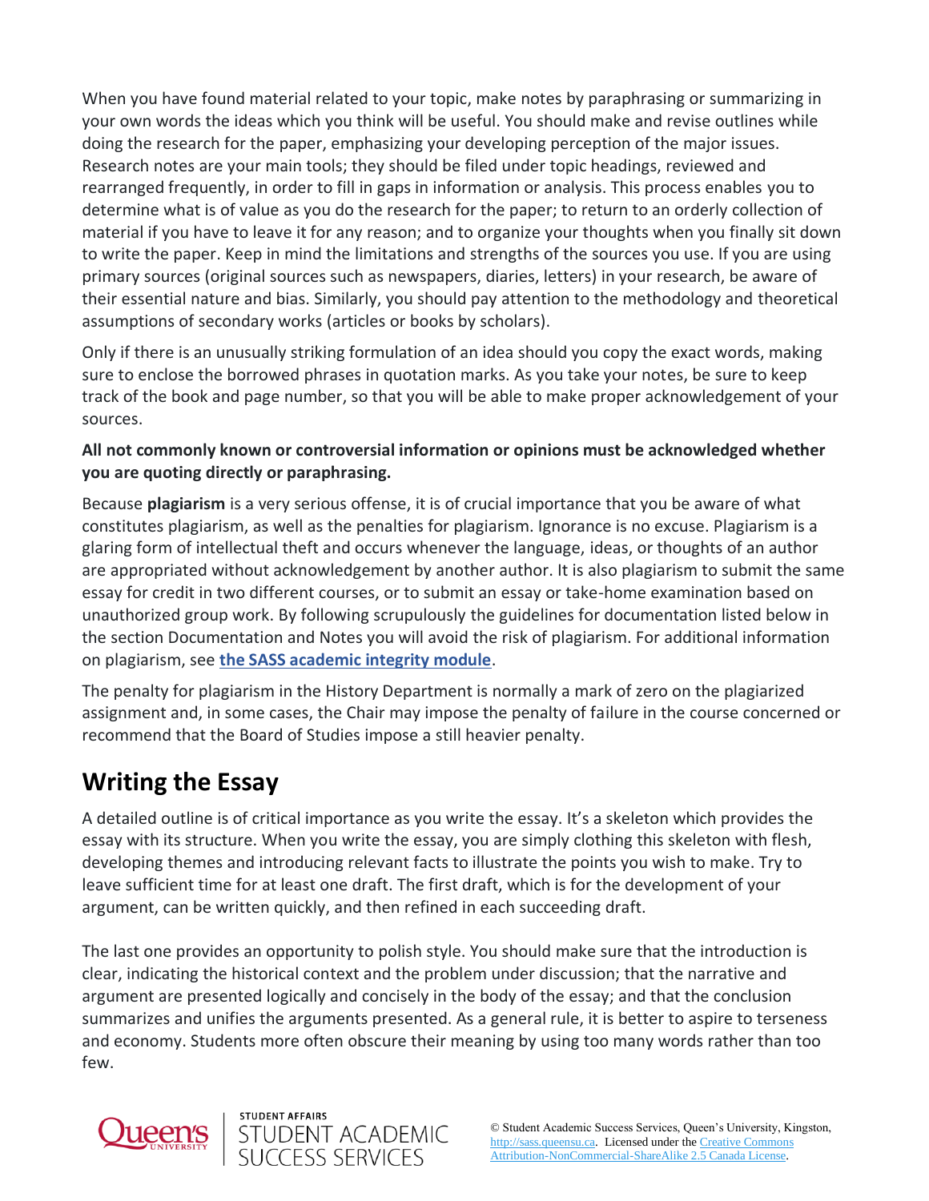When you have found material related to your topic, make notes by paraphrasing or summarizing in your own words the ideas which you think will be useful. You should make and revise outlines while doing the research for the paper, emphasizing your developing perception of the major issues. Research notes are your main tools; they should be filed under topic headings, reviewed and rearranged frequently, in order to fill in gaps in information or analysis. This process enables you to determine what is of value as you do the research for the paper; to return to an orderly collection of material if you have to leave it for any reason; and to organize your thoughts when you finally sit down to write the paper. Keep in mind the limitations and strengths of the sources you use. If you are using primary sources (original sources such as newspapers, diaries, letters) in your research, be aware of their essential nature and bias. Similarly, you should pay attention to the methodology and theoretical assumptions of secondary works (articles or books by scholars).

Only if there is an unusually striking formulation of an idea should you copy the exact words, making sure to enclose the borrowed phrases in quotation marks. As you take your notes, be sure to keep track of the book and page number, so that you will be able to make proper acknowledgement of your sources.

**All not commonly known or controversial information or opinions must be acknowledged whether you are quoting directly or paraphrasing.**

Because **plagiarism** is a very serious offense, it is of crucial importance that you be aware of what constitutes plagiarism, as well as the penalties for plagiarism. Ignorance is no excuse. Plagiarism is a glaring form of intellectual theft and occurs whenever the language, ideas, or thoughts of an author are appropriated without acknowledgement by another author. It is also plagiarism to submit the same essay for credit in two different courses, or to submit an essay or take-home examination based on unauthorized group work. By following scrupulously the guidelines for documentation listed below in the section Documentation and Notes you will avoid the risk of plagiarism. For additional information on plagiarism, see **the SASS academic integrity module**.

The penalty for plagiarism in the History Department is normally a mark of zero on the plagiarized assignment and, in some cases, the Chair may impose the penalty of failure in the course concerned or recommend that the Board of Studies impose a still heavier penalty.

## Writing the Essay

A detailed outline is of critical importance as you write the essay. It's a skeleton which provides the essay with its structure. When you write the essay, you are simply clothing this skeleton with flesh, developing themes and introducing relevant facts to illustrate the points you wish to make. Try to leave sufficient time for at least one draft. The first draft, which is for the development of your argument, can be written quickly, and then refined in each succeeding draft.

The last one provides an opportunity to polish style. You should make sure that the introduction is clear, indicating the historical context and the problem under discussion; that the narrative and argument are presented logically and concisely in the body of the essay; and that the conclusion summarizes and unifies the arguments presented. As a general rule, it is better to aspire to terseness and economy. Students more often obscure their meaning by using too many words rather than too few.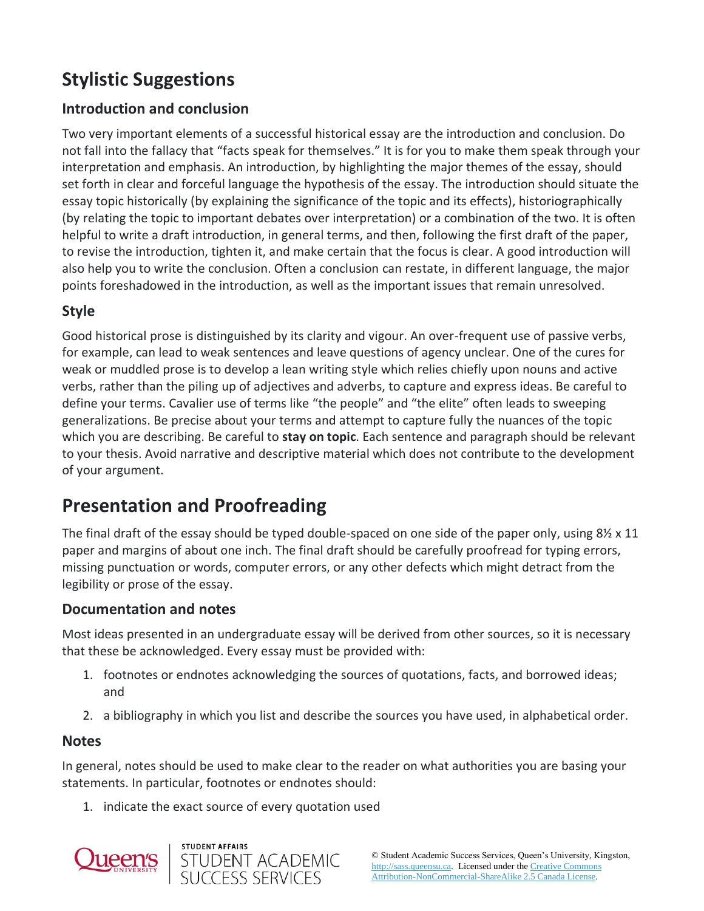## Stylistic Suggestions

### Introduction and conclusion

Two very important elements of a successful historical essay are the introduction and conclusion. Do not fall into the fallacy that "facts speak for themselves." It is for you to make them speak through your interpretation and emphasis. An introduction, by highlighting the major themes of the essay, should set forth in clear and forceful language the hypothesis of the essay. The introduction should situate the essay topic historically (by explaining the significance of the topic and its effects), historiographically (by relating the topic to important debates over interpretation) or a combination of the two. It is often helpful to write a draft introduction, in general terms, and then, following the first draft of the paper, to revise the introduction, tighten it, and make certain that the focus is clear. A good introduction will also help you to write the conclusion. Often a conclusion can restate, in different language, the major points foreshadowed in the introduction, as well as the important issues that remain unresolved.

### Style

Good historical prose is distinguished by its clarity and vigour. An over-frequent use of passive verbs, for example, can lead to weak sentences and leave questions of agency unclear. One of the cures for weak or muddled prose is to develop a lean writing style which relies chiefly upon nouns and active verbs, rather than the piling up of adjectives and adverbs, to capture and express ideas. Be careful to define your terms. Cavalier use of terms like "the people" and "the elite" often leads to sweeping generalizations. Be precise about your terms and attempt to capture fully the nuances of the topic which you are describing. Be careful to **stay on topic**. Each sentence and paragraph should be relevant to your thesis. Avoid narrative and descriptive material which does not contribute to the development of your argument.

## Presentation and Proofreading

The final draft of the essay should be typed double-spaced on one side of the paper only, using 8½ x 11 paper and margins of about one inch. The final draft should be carefully proofread for typing errors, missing punctuation or words, computer errors, or any other defects which might detract from the legibility or prose of the essay.

### Documentation and notes

Most ideas presented in an undergraduate essay will be derived from other sources, so it is necessary that these be acknowledged. Every essay must be provided with:

1. footnotes or endnotes acknowledging the sources of quotations, facts, and borrowed ideas; and
2. a bibliography in which you list and describe the sources you have used, in alphabetical order.

### Notes

In general, notes should be used to make clear to the reader on what authorities you are basing your statements. In particular, footnotes or endnotes should:

1. indicate the exact source of every quotation used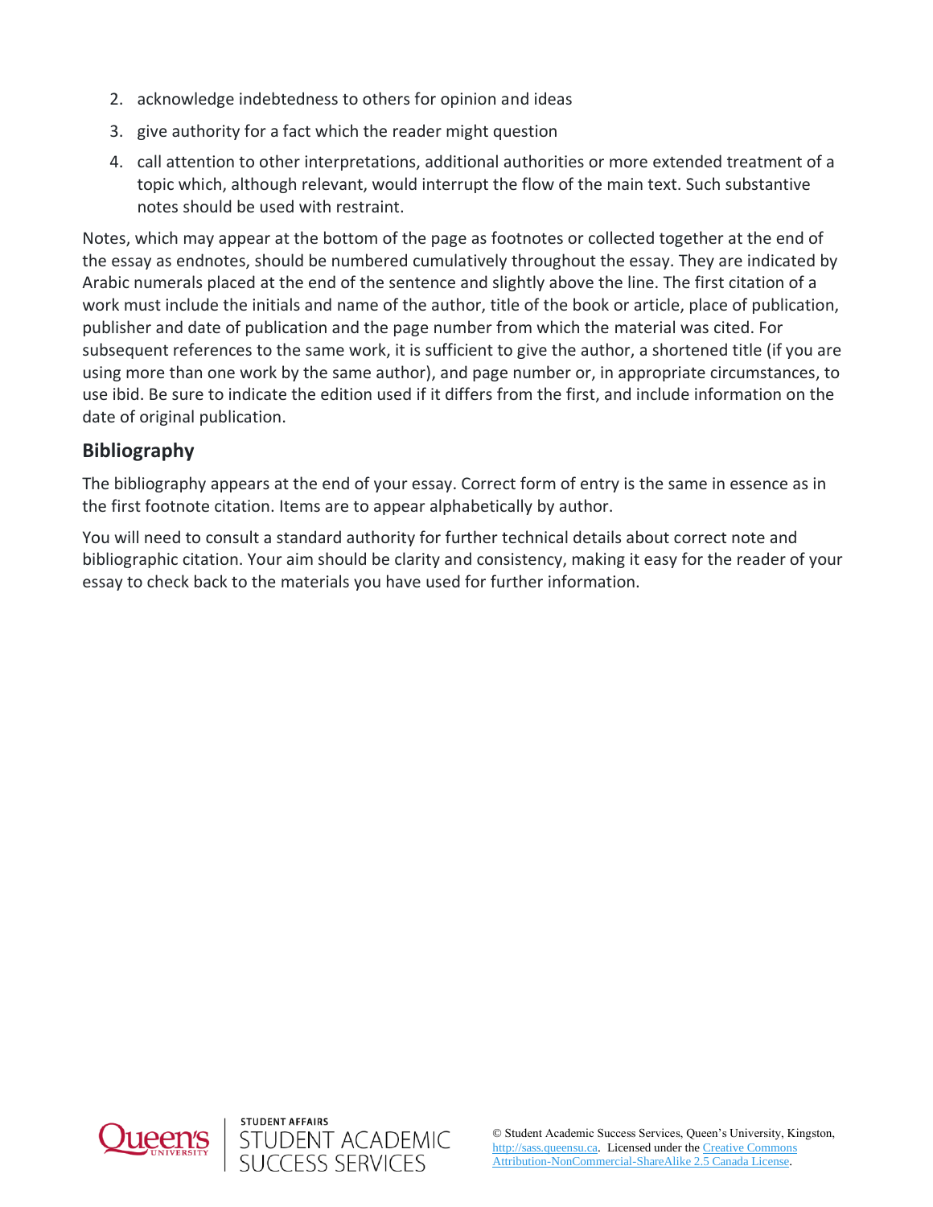2. acknowledge indebtedness to others for opinion and ideas
3. give authority for a fact which the reader might question
4. call attention to other interpretations, additional authorities or more extended treatment of a topic which, although relevant, would interrupt the flow of the main text. Such substantive notes should be used with restraint.

Notes, which may appear at the bottom of the page as footnotes or collected together at the end of the essay as endnotes, should be numbered cumulatively throughout the essay. They are indicated by Arabic numerals placed at the end of the sentence and slightly above the line. The first citation of a work must include the initials and name of the author, title of the book or article, place of publication, publisher and date of publication and the page number from which the material was cited. For subsequent references to the same work, it is sufficient to give the author, a shortened title (if you are using more than one work by the same author), and page number or, in appropriate circumstances, to use ibid. Be sure to indicate the edition used if it differs from the first, and include information on the date of original publication.

## Bibliography

The bibliography appears at the end of your essay. Correct form of entry is the same in essence as in the first footnote citation. Items are to appear alphabetically by author.

You will need to consult a standard authority for further technical details about correct note and bibliographic citation. Your aim should be clarity and consistency, making it easy for the reader of your essay to check back to the materials you have used for further information.

© Student Academic Success Services, Queen's University, Kingston, http://sass.queensu.ca. Licensed under the Creative Commons Attribution-NonCommercial-ShareAlike 2.5 Canada License.